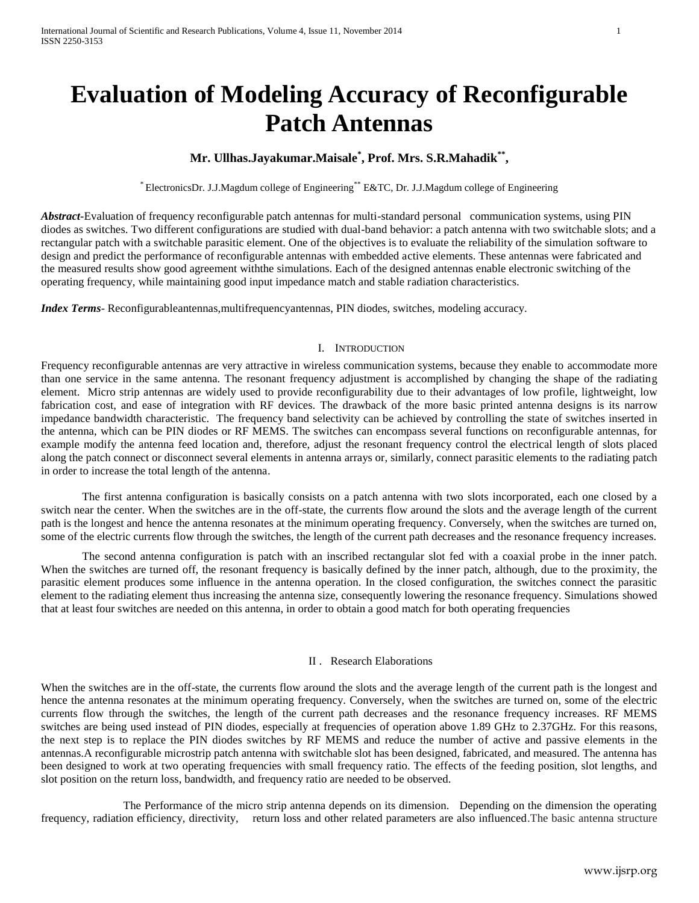# Evaluation of Modeling Accuracy of Reconfigurable Patch Antennas

**Mr. Ullhas.Jayakumar.Maisale[*], Prof. Mrs. S.R.Mahadik[**],**

[*] ElectronicsDr. J.J.Magdum college of Engineering[**] E&TC, Dr. J.J.Magdum college of Engineering

***Abstract***-Evaluation of frequency reconfigurable patch antennas for multi-standard personal communication systems, using PIN diodes as switches. Two different configurations are studied with dual-band behavior: a patch antenna with two switchable slots; and a rectangular patch with a switchable parasitic element. One of the objectives is to evaluate the reliability of the simulation software to design and predict the performance of reconfigurable antennas with embedded active elements. These antennas were fabricated and the measured results show good agreement withthe simulations. Each of the designed antennas enable electronic switching of the operating frequency, while maintaining good input impedance match and stable radiation characteristics.

***Index Terms***- Reconfigurableantennas,multifrequencyantennas, PIN diodes, switches, modeling accuracy.

## I. Introduction

Frequency reconfigurable antennas are very attractive in wireless communication systems, because they enable to accommodate more than one service in the same antenna. The resonant frequency adjustment is accomplished by changing the shape of the radiating element. Micro strip antennas are widely used to provide reconfigurability due to their advantages of low profile, lightweight, low fabrication cost, and ease of integration with RF devices. The drawback of the more basic printed antenna designs is its narrow impedance bandwidth characteristic. The frequency band selectivity can be achieved by controlling the state of switches inserted in the antenna, which can be PIN diodes or RF MEMS. The switches can encompass several functions on reconfigurable antennas, for example modify the antenna feed location and, therefore, adjust the resonant frequency control the electrical length of slots placed along the patch connect or disconnect several elements in antenna arrays or, similarly, connect parasitic elements to the radiating patch in order to increase the total length of the antenna.

The first antenna configuration is basically consists on a patch antenna with two slots incorporated, each one closed by a switch near the center. When the switches are in the off-state, the currents flow around the slots and the average length of the current path is the longest and hence the antenna resonates at the minimum operating frequency. Conversely, when the switches are turned on, some of the electric currents flow through the switches, the length of the current path decreases and the resonance frequency increases.

The second antenna configuration is patch with an inscribed rectangular slot fed with a coaxial probe in the inner patch. When the switches are turned off, the resonant frequency is basically defined by the inner patch, although, due to the proximity, the parasitic element produces some influence in the antenna operation. In the closed configuration, the switches connect the parasitic element to the radiating element thus increasing the antenna size, consequently lowering the resonance frequency. Simulations showed that at least four switches are needed on this antenna, in order to obtain a good match for both operating frequencies

## II . Research Elaborations

When the switches are in the off-state, the currents flow around the slots and the average length of the current path is the longest and hence the antenna resonates at the minimum operating frequency. Conversely, when the switches are turned on, some of the electric currents flow through the switches, the length of the current path decreases and the resonance frequency increases. RF MEMS switches are being used instead of PIN diodes, especially at frequencies of operation above 1.89 GHz to 2.37GHz. For this reasons, the next step is to replace the PIN diodes switches by RF MEMS and reduce the number of active and passive elements in the antennas.A reconfigurable microstrip patch antenna with switchable slot has been designed, fabricated, and measured. The antenna has been designed to work at two operating frequencies with small frequency ratio. The effects of the feeding position, slot lengths, and slot position on the return loss, bandwidth, and frequency ratio are needed to be observed.

The Performance of the micro strip antenna depends on its dimension. Depending on the dimension the operating frequency, radiation efficiency, directivity, return loss and other related parameters are also influenced.The basic antenna structure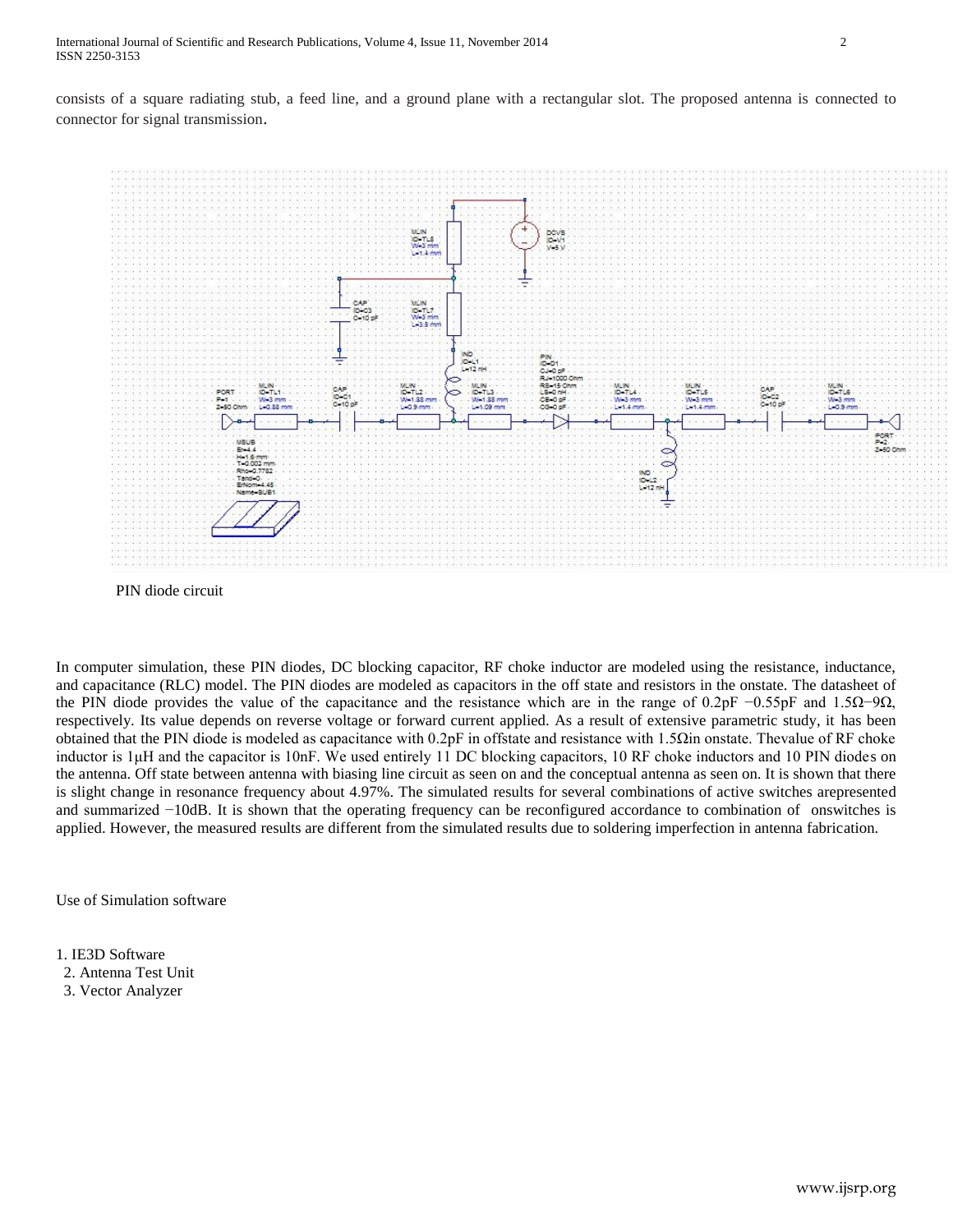consists of a square radiating stub, a feed line, and a ground plane with a rectangular slot. The proposed antenna is connected to connector for signal transmission.

PIN diode circuit

In computer simulation, these PIN diodes, DC blocking capacitor, RF choke inductor are modeled using the resistance, inductance, and capacitance (RLC) model. The PIN diodes are modeled as capacitors in the off state and resistors in the onstate. The datasheet of the PIN diode provides the value of the capacitance and the resistance which are in the range of 0.2pF −0.55pF and 1.5Ω−9Ω, respectively. Its value depends on reverse voltage or forward current applied. As a result of extensive parametric study, it has been obtained that the PIN diode is modeled as capacitance with 0.2pF in offstate and resistance with 1.5Ωin onstate. Thevalue of RF choke inductor is 1μH and the capacitor is 10nF. We used entirely 11 DC blocking capacitors, 10 RF choke inductors and 10 PIN diodes on the antenna. Off state between antenna with biasing line circuit as seen on and the conceptual antenna as seen on. It is shown that there is slight change in resonance frequency about 4.97%. The simulated results for several combinations of active switches arepresented and summarized −10dB. It is shown that the operating frequency can be reconfigured accordance to combination of onswitches is applied. However, the measured results are different from the simulated results due to soldering imperfection in antenna fabrication.

Use of Simulation software

1. IE3D Software
2. Antenna Test Unit
3. Vector Analyzer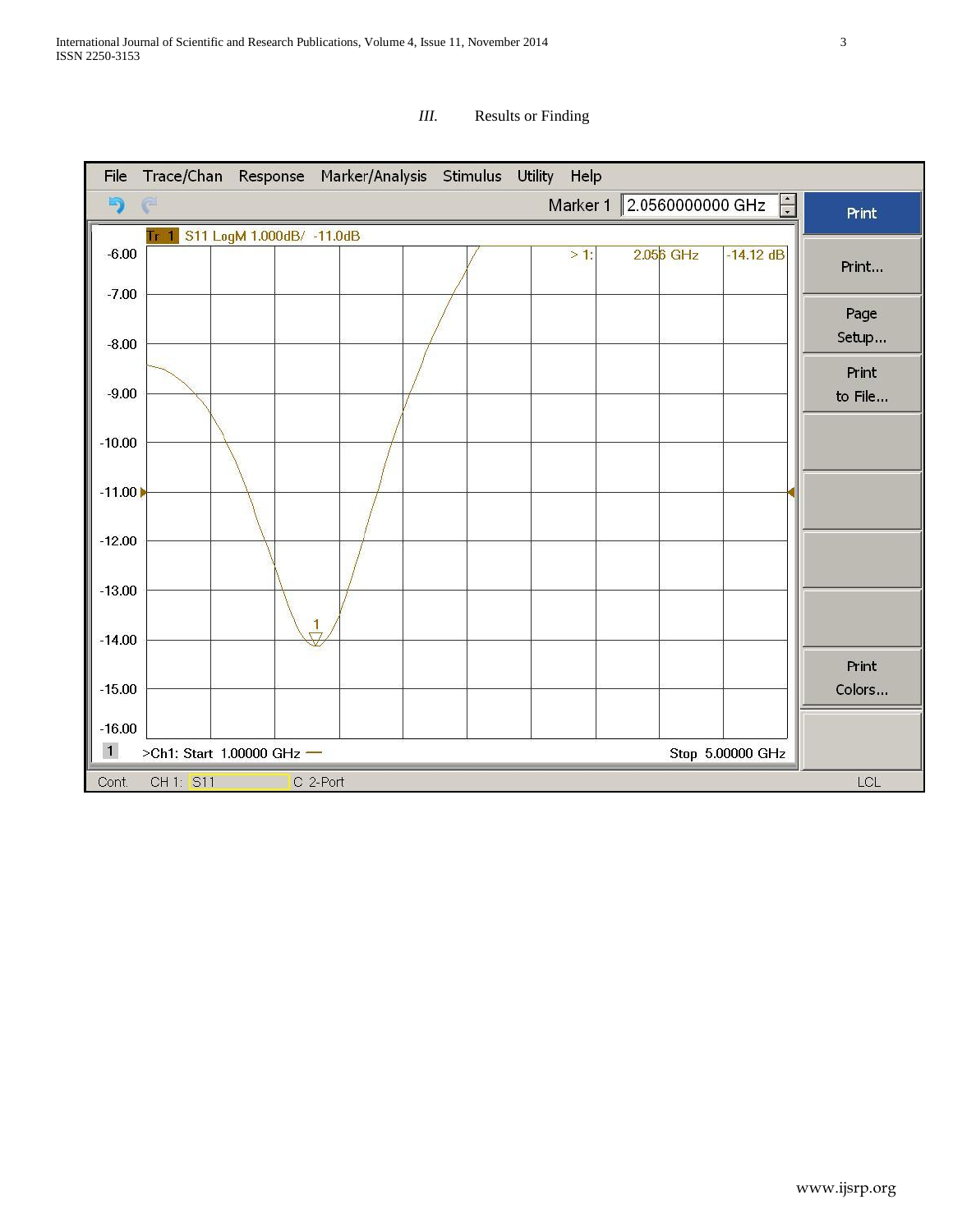## III. Results or Finding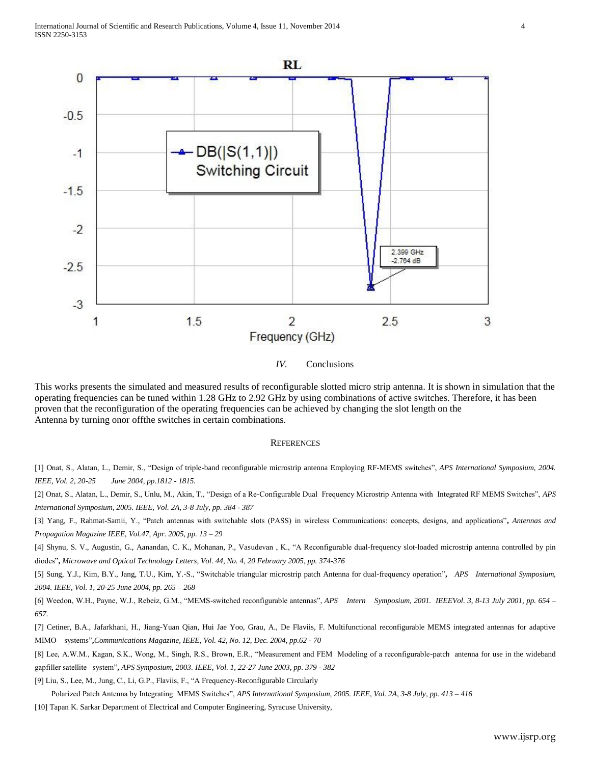## IV. Conclusions

This works presents the simulated and measured results of reconfigurable slotted micro strip antenna. It is shown in simulation that the operating frequencies can be tuned within 1.28 GHz to 2.92 GHz by using combinations of active switches. Therefore, it has been proven that the reconfiguration of the operating frequencies can be achieved by changing the slot length on the Antenna by turning onor offthe switches in certain combinations.

## REFERENCES

[1] Onat, S., Alatan, L., Demir, S., "Design of triple-band reconfigurable microstrip antenna Employing RF-MEMS switches", *APS International Symposium, 2004. IEEE, Vol. 2, 20-25 June 2004, pp.1812 - 1815.*

[2] Onat, S., Alatan, L., Demir, S., Unlu, M., Akin, T., "Design of a Re-Configurable Dual Frequency Microstrip Antenna with Integrated RF MEMS Switches", *APS International Symposium, 2005. IEEE, Vol. 2A, 3-8 July, pp. 384 - 387*

[3] Yang, F., Rahmat-Samii, Y., "Patch antennas with switchable slots (PASS) in wireless Communications: concepts, designs, and applications", *Antennas and Propagation Magazine IEEE, Vol.47, Apr. 2005, pp. 13 – 29*

[4] Shynu, S. V., Augustin, G., Aanandan, C. K., Mohanan, P., Vasudevan , K., "A Reconfigurable dual-frequency slot-loaded microstrip antenna controlled by pin diodes", *Microwave and Optical Technology Letters, Vol. 44, No. 4, 20 February 2005, pp. 374-376*

[5] Sung, Y.J., Kim, B.Y., Jang, T.U., Kim, Y.-S., "Switchable triangular microstrip patch Antenna for dual-frequency operation", *APS International Symposium, 2004. IEEE, Vol. 1, 20-25 June 2004, pp. 265 – 268*

[6] Weedon, W.H., Payne, W.J., Rebeiz, G.M., "MEMS-switched reconfigurable antennas", *APS Intern Symposium, 2001. IEEEVol. 3, 8-13 July 2001, pp. 654 – 657.*

[7] Cetiner, B.A., Jafarkhani, H., Jiang-Yuan Qian, Hui Jae Yoo, Grau, A., De Flaviis, F. Multifunctional reconfigurable MEMS integrated antennas for adaptive MIMO systems",*Communications Magazine, IEEE, Vol. 42, No. 12, Dec. 2004, pp.62 - 70*

[8] Lee, A.W.M., Kagan, S.K., Wong, M., Singh, R.S., Brown, E.R., "Measurement and FEM Modeling of a reconfigurable-patch antenna for use in the wideband gapfiller satellite system", *APS Symposium, 2003. IEEE, Vol. 1, 22-27 June 2003, pp. 379 - 382*

[9] Liu, S., Lee, M., Jung, C., Li, G.P., Flaviis, F., "A Frequency-Reconfigurable Circularly Polarized Patch Antenna by Integrating MEMS Switches", *APS International Symposium, 2005. IEEE, Vol. 2A, 3-8 July, pp. 413 – 416*

[10] Tapan K. Sarkar Department of Electrical and Computer Engineering, Syracuse University,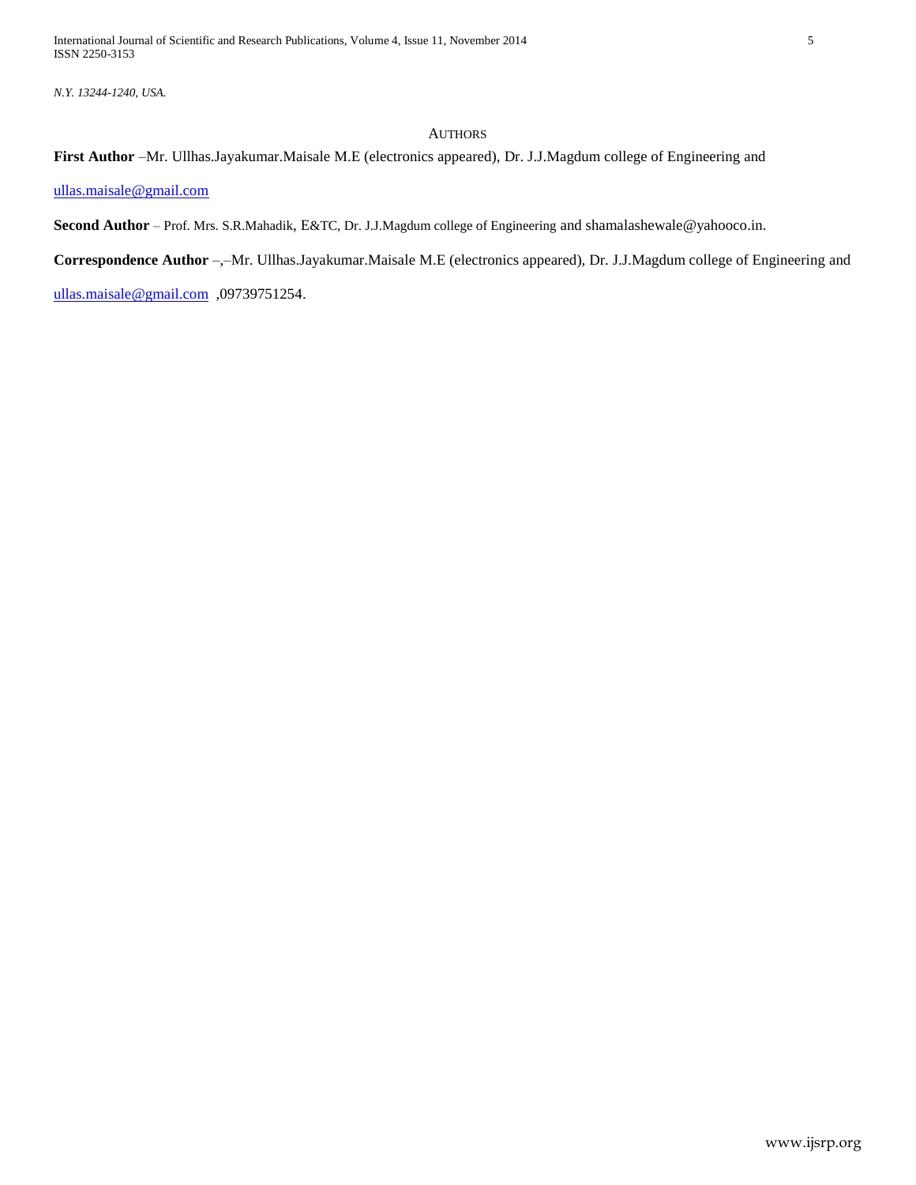*N.Y. 13244-1240, USA.*

## AUTHORS

**First Author** –Mr. Ullhas.Jayakumar.Maisale M.E (electronics appeared), Dr. J.J.Magdum college of Engineering and

ullas.maisale@gmail.com

**Second Author** – Prof. Mrs. S.R.Mahadik, E&TC, Dr. J.J.Magdum college of Engineering and shamalashewale@yahooco.in.

**Correspondence Author** –,–Mr. Ullhas.Jayakumar.Maisale M.E (electronics appeared), Dr. J.J.Magdum college of Engineering and

ullas.maisale@gmail.com ,09739751254.